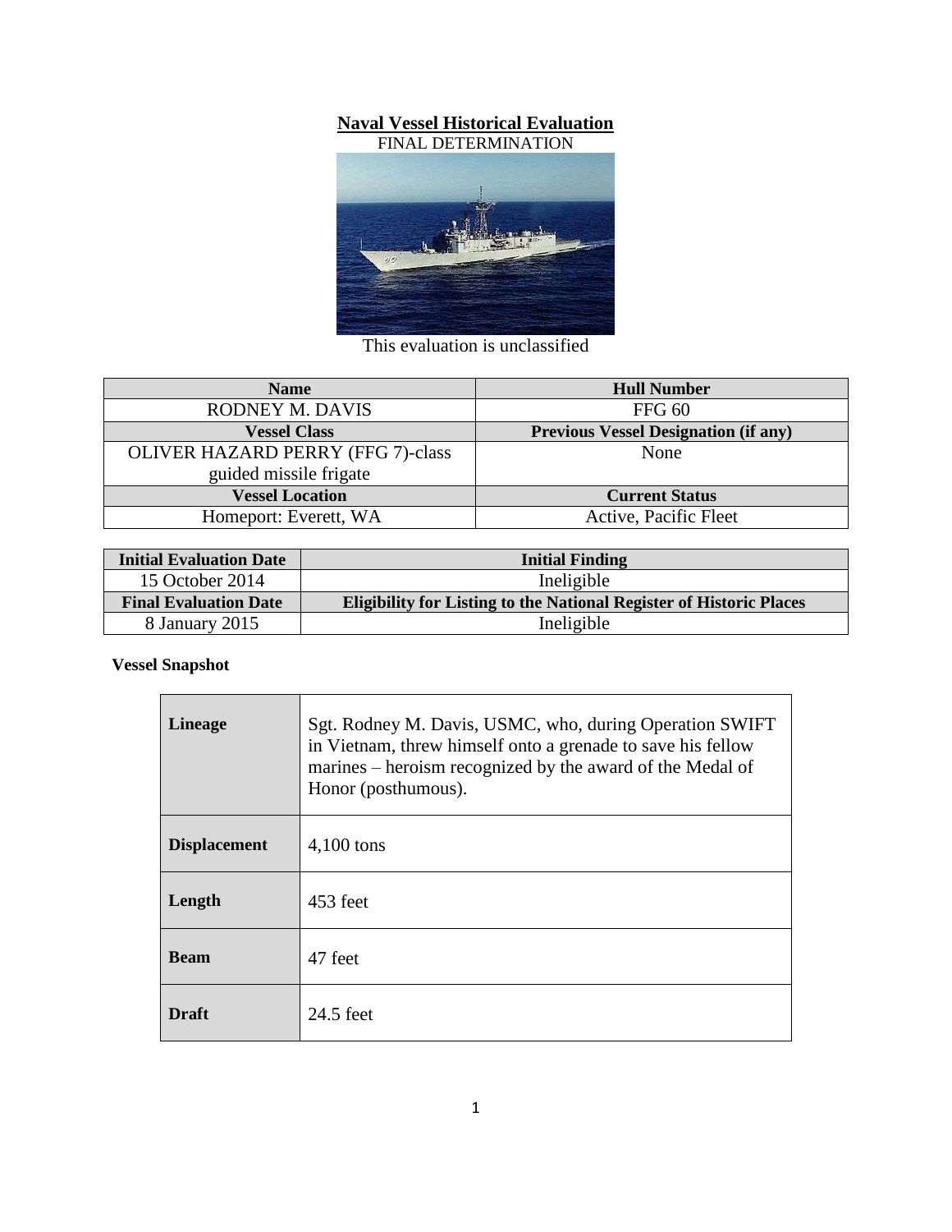**Naval Vessel Historical Evaluation**

FINAL DETERMINATION

This evaluation is unclassified

| Name | Hull Number |
|---|---|
| RODNEY M. DAVIS | FFG 60 |
| **Vessel Class** | **Previous Vessel Designation (if any)** |
| OLIVER HAZARD PERRY (FFG 7)-class guided missile frigate | None |
| **Vessel Location** | **Current Status** |
| Homeport: Everett, WA | Active, Pacific Fleet |

| Initial Evaluation Date | Initial Finding |
|---|---|
| 15 October 2014 | Ineligible |
| **Final Evaluation Date** | **Eligibility for Listing to the National Register of Historic Places** |
| 8 January 2015 | Ineligible |

**Vessel Snapshot**

| | |
|---|---|
| **Lineage** | Sgt. Rodney M. Davis, USMC, who, during Operation SWIFT in Vietnam, threw himself onto a grenade to save his fellow marines – heroism recognized by the award of the Medal of Honor (posthumous). |
| **Displacement** | 4,100 tons |
| **Length** | 453 feet |
| **Beam** | 47 feet |
| **Draft** | 24.5 feet |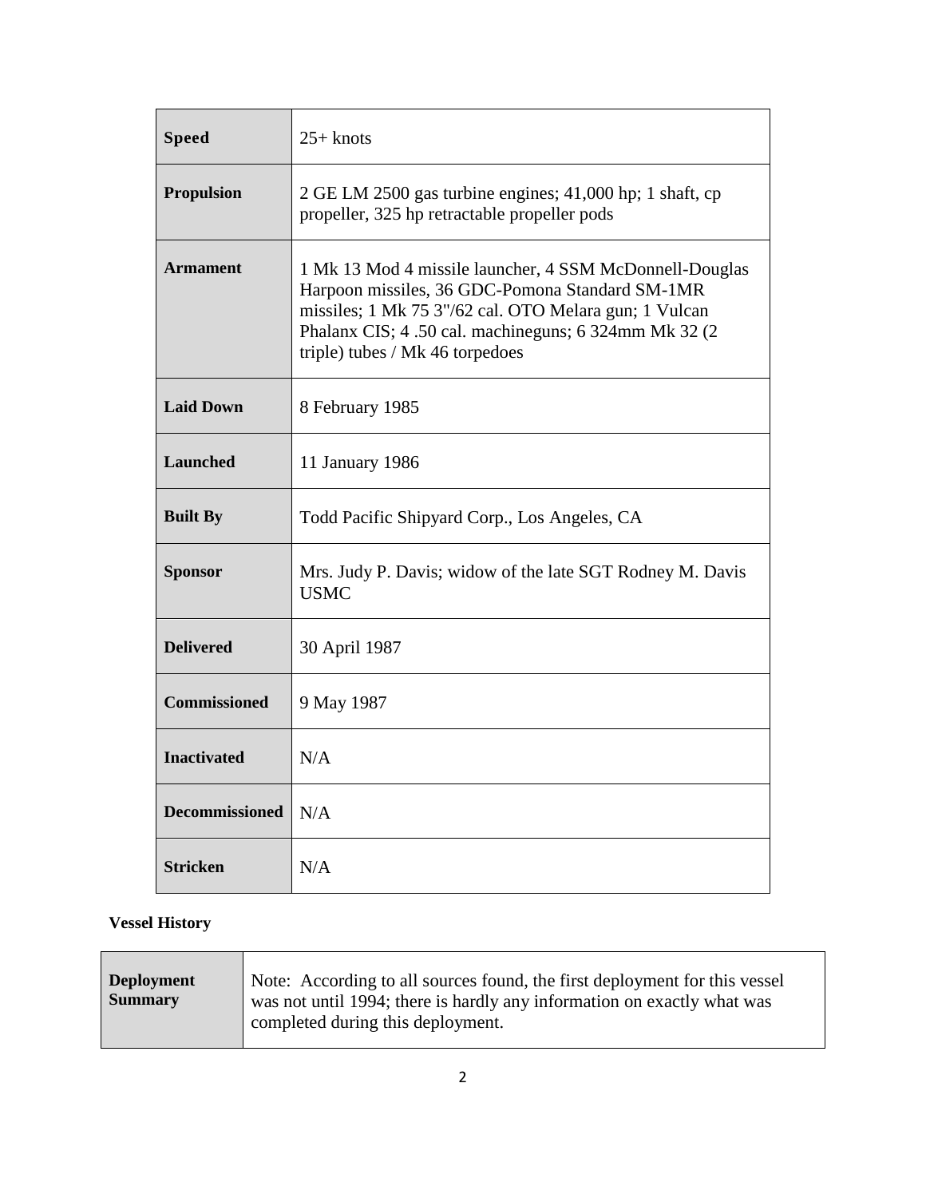| | |
|---|---|
| **Speed** | 25+ knots |
| **Propulsion** | 2 GE LM 2500 gas turbine engines; 41,000 hp; 1 shaft, cp propeller, 325 hp retractable propeller pods |
| **Armament** | 1 Mk 13 Mod 4 missile launcher, 4 SSM McDonnell-Douglas Harpoon missiles, 36 GDC-Pomona Standard SM-1MR missiles; 1 Mk 75 3"/62 cal. OTO Melara gun; 1 Vulcan Phalanx CIS; 4 .50 cal. machineguns; 6 324mm Mk 32 (2 triple) tubes / Mk 46 torpedoes |
| **Laid Down** | 8 February 1985 |
| **Launched** | 11 January 1986 |
| **Built By** | Todd Pacific Shipyard Corp., Los Angeles, CA |
| **Sponsor** | Mrs. Judy P. Davis; widow of the late SGT Rodney M. Davis USMC |
| **Delivered** | 30 April 1987 |
| **Commissioned** | 9 May 1987 |
| **Inactivated** | N/A |
| **Decommissioned** | N/A |
| **Stricken** | N/A |

**Vessel History**

| | |
|---|---|
| **Deployment Summary** | Note: According to all sources found, the first deployment for this vessel was not until 1994; there is hardly any information on exactly what was completed during this deployment. |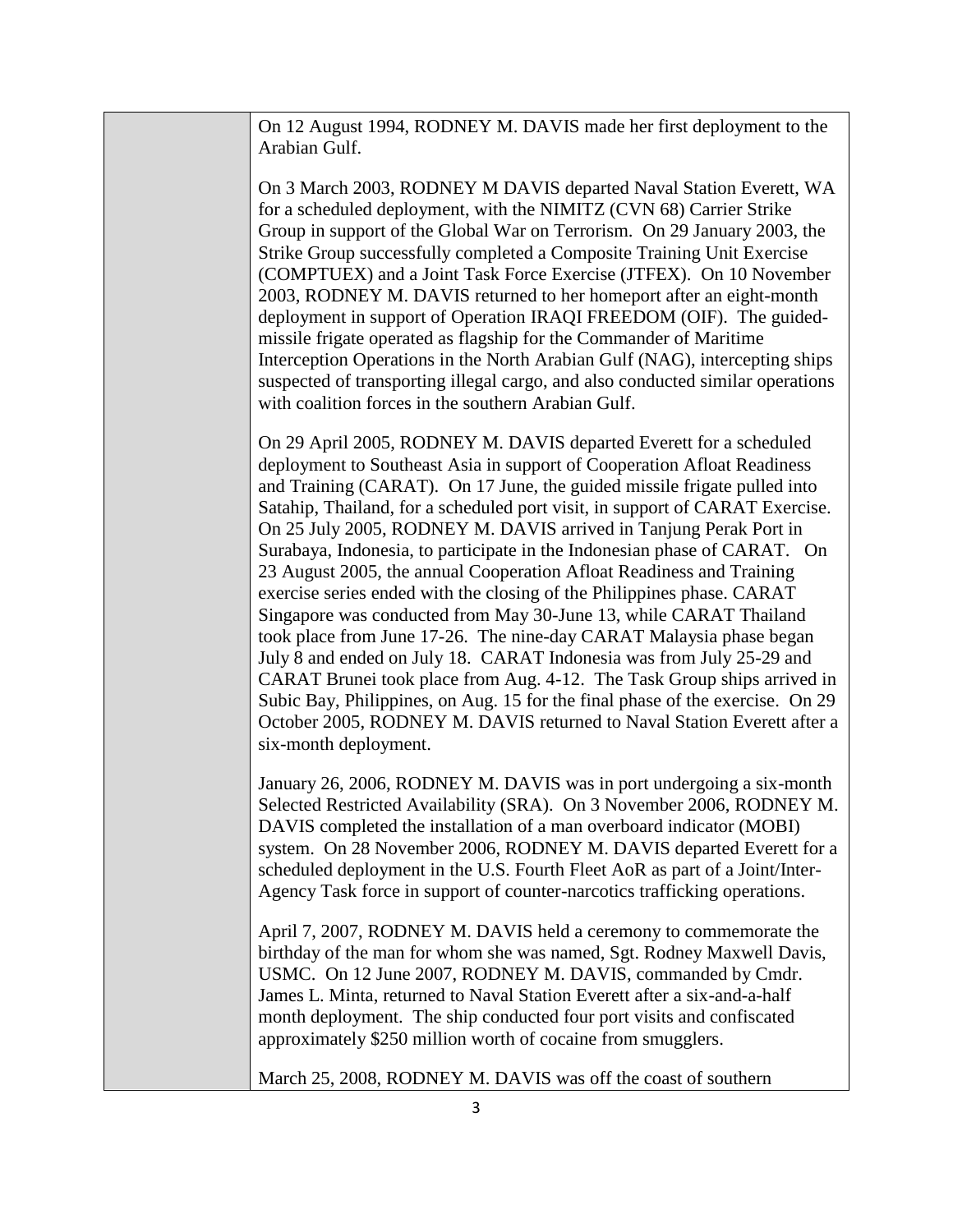On 12 August 1994, RODNEY M. DAVIS made her first deployment to the Arabian Gulf.

On 3 March 2003, RODNEY M DAVIS departed Naval Station Everett, WA for a scheduled deployment, with the NIMITZ (CVN 68) Carrier Strike Group in support of the Global War on Terrorism. On 29 January 2003, the Strike Group successfully completed a Composite Training Unit Exercise (COMPTUEX) and a Joint Task Force Exercise (JTFEX). On 10 November 2003, RODNEY M. DAVIS returned to her homeport after an eight-month deployment in support of Operation IRAQI FREEDOM (OIF). The guided-missile frigate operated as flagship for the Commander of Maritime Interception Operations in the North Arabian Gulf (NAG), intercepting ships suspected of transporting illegal cargo, and also conducted similar operations with coalition forces in the southern Arabian Gulf.

On 29 April 2005, RODNEY M. DAVIS departed Everett for a scheduled deployment to Southeast Asia in support of Cooperation Afloat Readiness and Training (CARAT). On 17 June, the guided missile frigate pulled into Satahip, Thailand, for a scheduled port visit, in support of CARAT Exercise. On 25 July 2005, RODNEY M. DAVIS arrived in Tanjung Perak Port in Surabaya, Indonesia, to participate in the Indonesian phase of CARAT. On 23 August 2005, the annual Cooperation Afloat Readiness and Training exercise series ended with the closing of the Philippines phase. CARAT Singapore was conducted from May 30-June 13, while CARAT Thailand took place from June 17-26. The nine-day CARAT Malaysia phase began July 8 and ended on July 18. CARAT Indonesia was from July 25-29 and CARAT Brunei took place from Aug. 4-12. The Task Group ships arrived in Subic Bay, Philippines, on Aug. 15 for the final phase of the exercise. On 29 October 2005, RODNEY M. DAVIS returned to Naval Station Everett after a six-month deployment.

January 26, 2006, RODNEY M. DAVIS was in port undergoing a six-month Selected Restricted Availability (SRA). On 3 November 2006, RODNEY M. DAVIS completed the installation of a man overboard indicator (MOBI) system. On 28 November 2006, RODNEY M. DAVIS departed Everett for a scheduled deployment in the U.S. Fourth Fleet AoR as part of a Joint/Inter-Agency Task force in support of counter-narcotics trafficking operations.

April 7, 2007, RODNEY M. DAVIS held a ceremony to commemorate the birthday of the man for whom she was named, Sgt. Rodney Maxwell Davis, USMC. On 12 June 2007, RODNEY M. DAVIS, commanded by Cmdr. James L. Minta, returned to Naval Station Everett after a six-and-a-half month deployment. The ship conducted four port visits and confiscated approximately $250 million worth of cocaine from smugglers.

March 25, 2008, RODNEY M. DAVIS was off the coast of southern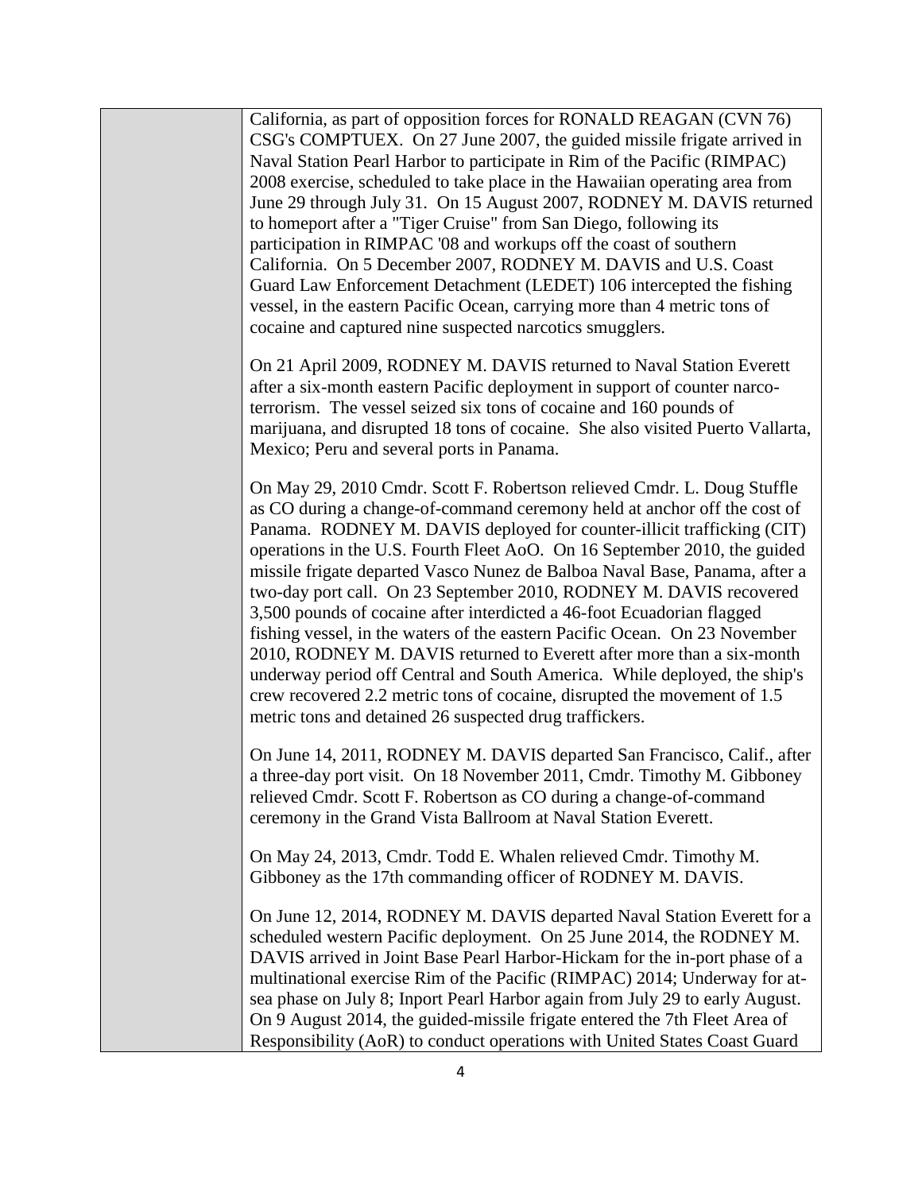| | |
|---|---|
| | California, as part of opposition forces for RONALD REAGAN (CVN 76) CSG's COMPTUEX. On 27 June 2007, the guided missile frigate arrived in Naval Station Pearl Harbor to participate in Rim of the Pacific (RIMPAC) 2008 exercise, scheduled to take place in the Hawaiian operating area from June 29 through July 31. On 15 August 2007, RODNEY M. DAVIS returned to homeport after a "Tiger Cruise" from San Diego, following its participation in RIMPAC '08 and workups off the coast of southern California. On 5 December 2007, RODNEY M. DAVIS and U.S. Coast Guard Law Enforcement Detachment (LEDET) 106 intercepted the fishing vessel, in the eastern Pacific Ocean, carrying more than 4 metric tons of cocaine and captured nine suspected narcotics smugglers.<br><br>On 21 April 2009, RODNEY M. DAVIS returned to Naval Station Everett after a six-month eastern Pacific deployment in support of counter narco-terrorism. The vessel seized six tons of cocaine and 160 pounds of marijuana, and disrupted 18 tons of cocaine. She also visited Puerto Vallarta, Mexico; Peru and several ports in Panama.<br><br>On May 29, 2010 Cmdr. Scott F. Robertson relieved Cmdr. L. Doug Stuffle as CO during a change-of-command ceremony held at anchor off the cost of Panama. RODNEY M. DAVIS deployed for counter-illicit trafficking (CIT) operations in the U.S. Fourth Fleet AoO. On 16 September 2010, the guided missile frigate departed Vasco Nunez de Balboa Naval Base, Panama, after a two-day port call. On 23 September 2010, RODNEY M. DAVIS recovered 3,500 pounds of cocaine after interdicted a 46-foot Ecuadorian flagged fishing vessel, in the waters of the eastern Pacific Ocean. On 23 November 2010, RODNEY M. DAVIS returned to Everett after more than a six-month underway period off Central and South America. While deployed, the ship's crew recovered 2.2 metric tons of cocaine, disrupted the movement of 1.5 metric tons and detained 26 suspected drug traffickers.<br><br>On June 14, 2011, RODNEY M. DAVIS departed San Francisco, Calif., after a three-day port visit. On 18 November 2011, Cmdr. Timothy M. Gibboney relieved Cmdr. Scott F. Robertson as CO during a change-of-command ceremony in the Grand Vista Ballroom at Naval Station Everett.<br><br>On May 24, 2013, Cmdr. Todd E. Whalen relieved Cmdr. Timothy M. Gibboney as the 17th commanding officer of RODNEY M. DAVIS.<br><br>On June 12, 2014, RODNEY M. DAVIS departed Naval Station Everett for a scheduled western Pacific deployment. On 25 June 2014, the RODNEY M. DAVIS arrived in Joint Base Pearl Harbor-Hickam for the in-port phase of a multinational exercise Rim of the Pacific (RIMPAC) 2014; Underway for at-sea phase on July 8; Inport Pearl Harbor again from July 29 to early August. On 9 August 2014, the guided-missile frigate entered the 7th Fleet Area of Responsibility (AoR) to conduct operations with United States Coast Guard |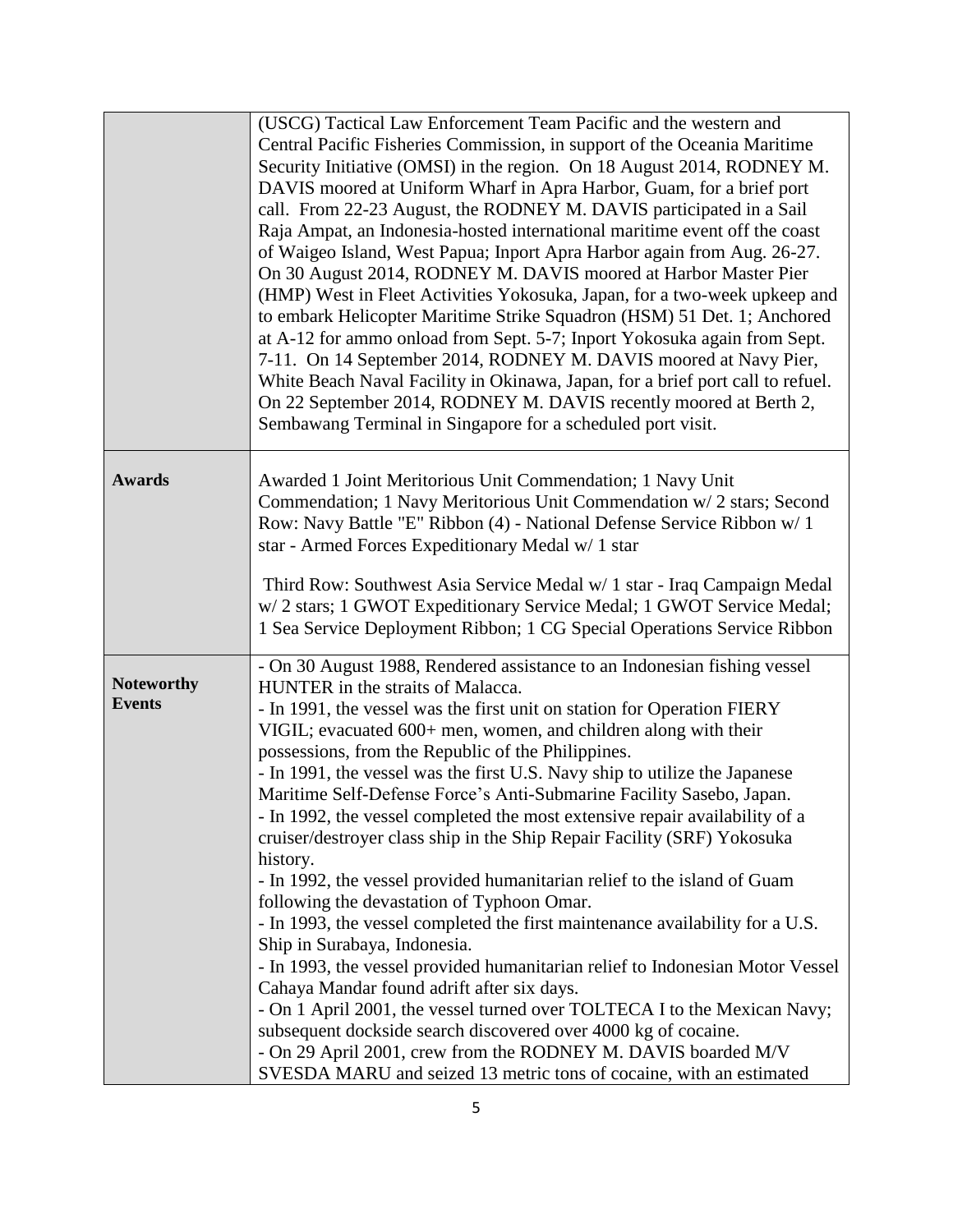| | |
|---|---|
| | (USCG) Tactical Law Enforcement Team Pacific and the western and Central Pacific Fisheries Commission, in support of the Oceania Maritime Security Initiative (OMSI) in the region. On 18 August 2014, RODNEY M. DAVIS moored at Uniform Wharf in Apra Harbor, Guam, for a brief port call. From 22-23 August, the RODNEY M. DAVIS participated in a Sail Raja Ampat, an Indonesia-hosted international maritime event off the coast of Waigeo Island, West Papua; Inport Apra Harbor again from Aug. 26-27. On 30 August 2014, RODNEY M. DAVIS moored at Harbor Master Pier (HMP) West in Fleet Activities Yokosuka, Japan, for a two-week upkeep and to embark Helicopter Maritime Strike Squadron (HSM) 51 Det. 1; Anchored at A-12 for ammo onload from Sept. 5-7; Inport Yokosuka again from Sept. 7-11. On 14 September 2014, RODNEY M. DAVIS moored at Navy Pier, White Beach Naval Facility in Okinawa, Japan, for a brief port call to refuel. On 22 September 2014, RODNEY M. DAVIS recently moored at Berth 2, Sembawang Terminal in Singapore for a scheduled port visit. |
| **Awards** | Awarded 1 Joint Meritorious Unit Commendation; 1 Navy Unit Commendation; 1 Navy Meritorious Unit Commendation w/ 2 stars; Second Row: Navy Battle "E" Ribbon (4) - National Defense Service Ribbon w/ 1 star - Armed Forces Expeditionary Medal w/ 1 star<br><br>Third Row: Southwest Asia Service Medal w/ 1 star - Iraq Campaign Medal w/ 2 stars; 1 GWOT Expeditionary Service Medal; 1 GWOT Service Medal; 1 Sea Service Deployment Ribbon; 1 CG Special Operations Service Ribbon |
| **Noteworthy Events** | - On 30 August 1988, Rendered assistance to an Indonesian fishing vessel HUNTER in the straits of Malacca.<br>- In 1991, the vessel was the first unit on station for Operation FIERY VIGIL; evacuated 600+ men, women, and children along with their possessions, from the Republic of the Philippines.<br>- In 1991, the vessel was the first U.S. Navy ship to utilize the Japanese Maritime Self-Defense Force's Anti-Submarine Facility Sasebo, Japan.<br>- In 1992, the vessel completed the most extensive repair availability of a cruiser/destroyer class ship in the Ship Repair Facility (SRF) Yokosuka history.<br>- In 1992, the vessel provided humanitarian relief to the island of Guam following the devastation of Typhoon Omar.<br>- In 1993, the vessel completed the first maintenance availability for a U.S. Ship in Surabaya, Indonesia.<br>- In 1993, the vessel provided humanitarian relief to Indonesian Motor Vessel Cahaya Mandar found adrift after six days.<br>- On 1 April 2001, the vessel turned over TOLTECA I to the Mexican Navy; subsequent dockside search discovered over 4000 kg of cocaine.<br>- On 29 April 2001, crew from the RODNEY M. DAVIS boarded M/V SVESDA MARU and seized 13 metric tons of cocaine, with an estimated |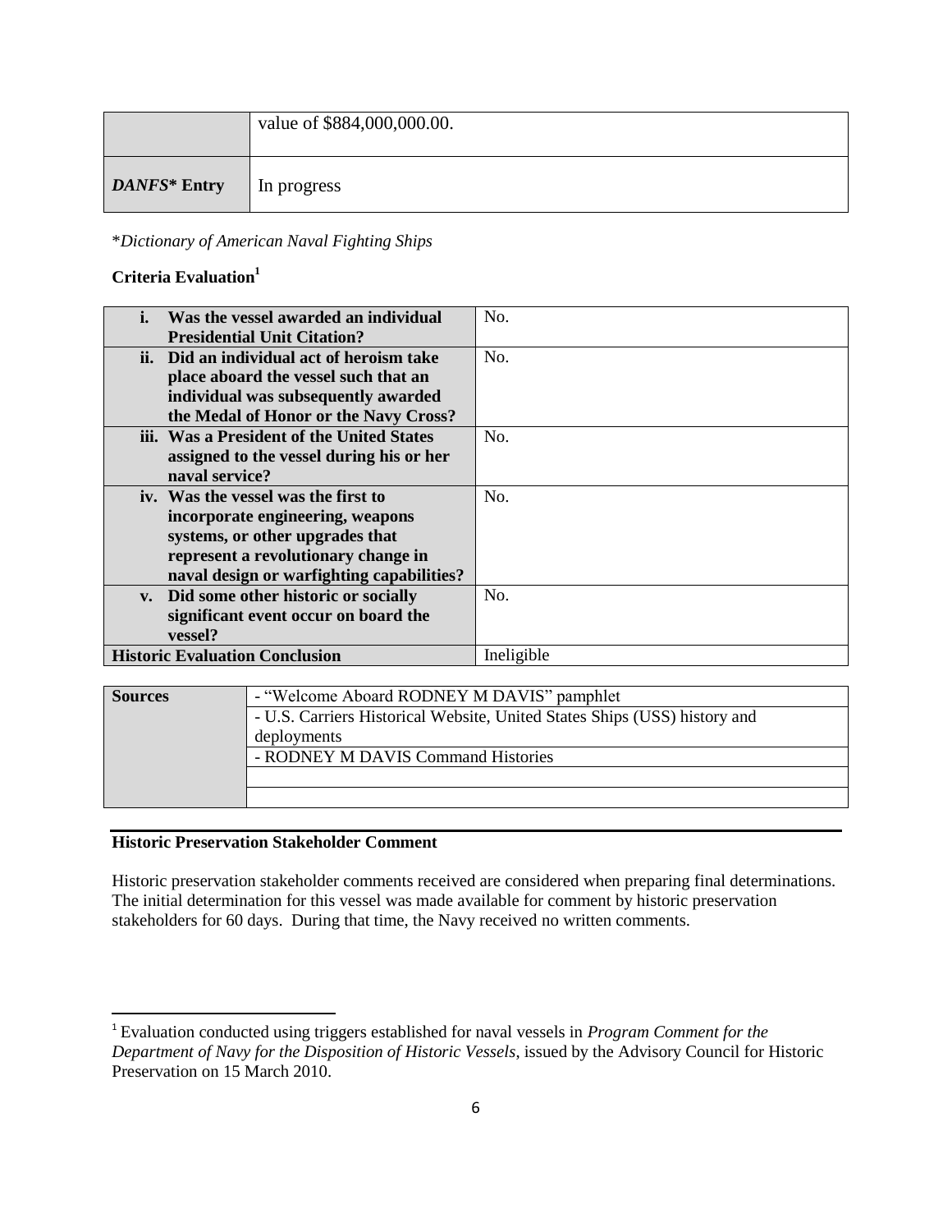| | |
|---|---|
| | value of $884,000,000.00. |
| ***DANFS\* Entry*** | In progress |

\**Dictionary of American Naval Fighting Ships*

**Criteria Evaluation**[1]

| | |
|---|---|
| **i. Was the vessel awarded an individual Presidential Unit Citation?** | No. |
| **ii. Did an individual act of heroism take place aboard the vessel such that an individual was subsequently awarded the Medal of Honor or the Navy Cross?** | No. |
| **iii. Was a President of the United States assigned to the vessel during his or her naval service?** | No. |
| **iv. Was the vessel was the first to incorporate engineering, weapons systems, or other upgrades that represent a revolutionary change in naval design or warfighting capabilities?** | No. |
| **v. Did some other historic or socially significant event occur on board the vessel?** | No. |
| **Historic Evaluation Conclusion** | Ineligible |

| | |
|---|---|
| **Sources** | - "Welcome Aboard RODNEY M DAVIS" pamphlet |
| | - U.S. Carriers Historical Website, United States Ships (USS) history and deployments |
| | - RODNEY M DAVIS Command Histories |
| | |
| | |

**Historic Preservation Stakeholder Comment**

Historic preservation stakeholder comments received are considered when preparing final determinations. The initial determination for this vessel was made available for comment by historic preservation stakeholders for 60 days. During that time, the Navy received no written comments.

[1] Evaluation conducted using triggers established for naval vessels in *Program Comment for the Department of Navy for the Disposition of Historic Vessels*, issued by the Advisory Council for Historic Preservation on 15 March 2010.